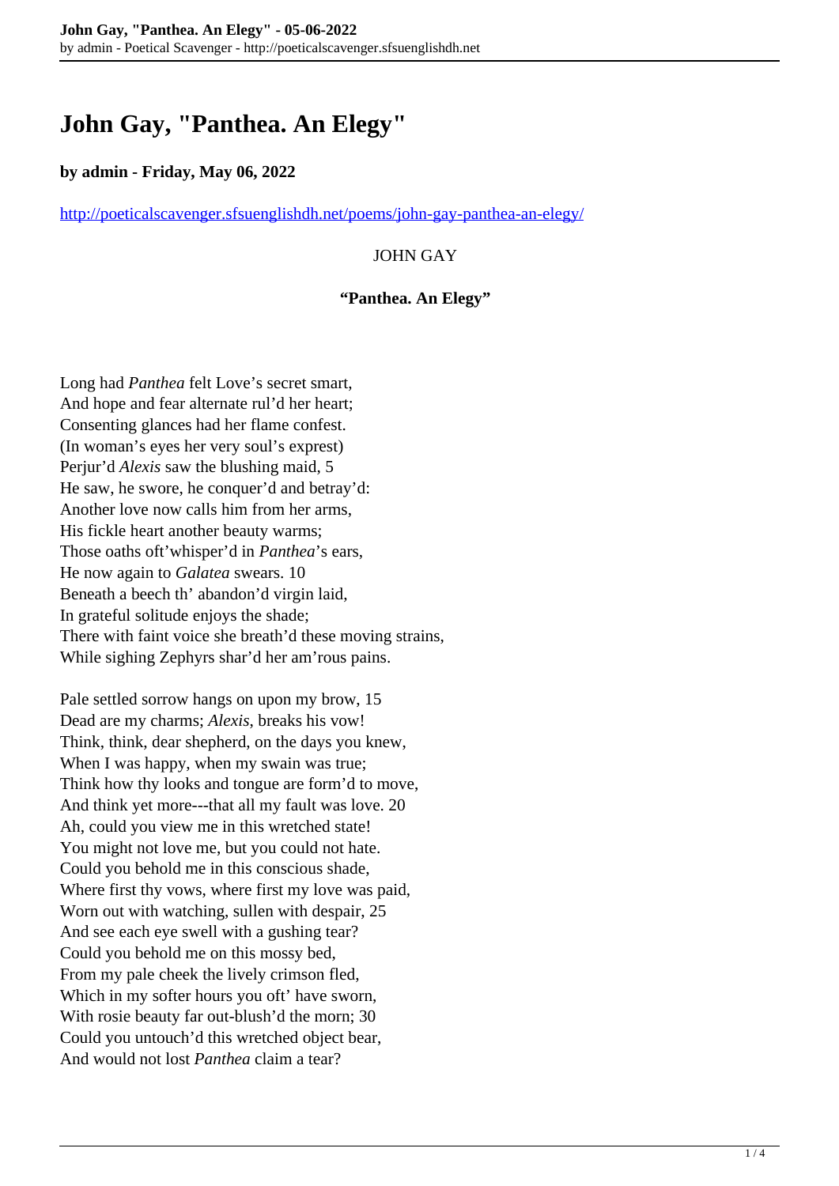# John Gay, "Panthea. An Elegy"

**by admin - Friday, May 06, 2022**

http://poeticalscavenger.sfsuenglishdh.net/poems/john-gay-panthea-an-elegy/

JOHN GAY

**"Panthea. An Elegy"**

Long had *Panthea* felt Love's secret smart,
And hope and fear alternate rul'd her heart;
Consenting glances had her flame confest.
(In woman's eyes her very soul's exprest)
Perjur'd *Alexis* saw the blushing maid, 5
He saw, he swore, he conquer'd and betray'd:
Another love now calls him from her arms,
His fickle heart another beauty warms;
Those oaths oft'whisper'd in *Panthea*'s ears,
He now again to *Galatea* swears. 10
Beneath a beech th' abandon'd virgin laid,
In grateful solitude enjoys the shade;
There with faint voice she breath'd these moving strains,
While sighing Zephyrs shar'd her am'rous pains.

Pale settled sorrow hangs on upon my brow, 15
Dead are my charms; *Alexis*, breaks his vow!
Think, think, dear shepherd, on the days you knew,
When I was happy, when my swain was true;
Think how thy looks and tongue are form'd to move,
And think yet more---that all my fault was love. 20
Ah, could you view me in this wretched state!
You might not love me, but you could not hate.
Could you behold me in this conscious shade,
Where first thy vows, where first my love was paid,
Worn out with watching, sullen with despair, 25
And see each eye swell with a gushing tear?
Could you behold me on this mossy bed,
From my pale cheek the lively crimson fled,
Which in my softer hours you oft' have sworn,
With rosie beauty far out-blush'd the morn; 30
Could you untouch'd this wretched object bear,
And would not lost *Panthea* claim a tear?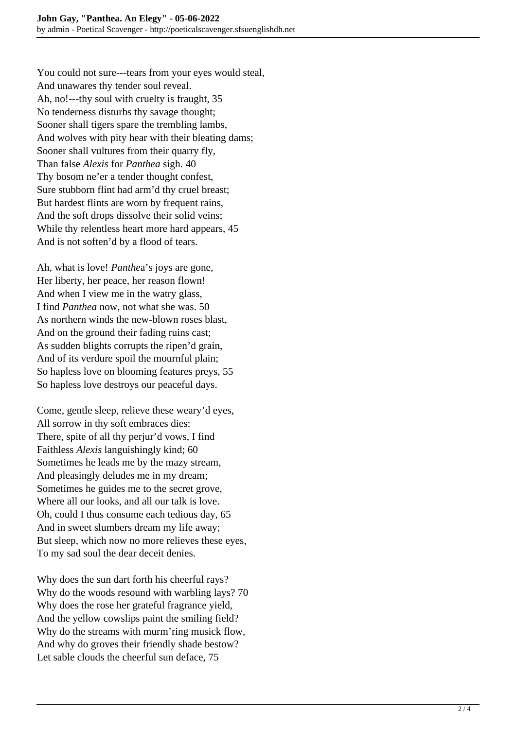You could not sure---tears from your eyes would steal,  
And unawares thy tender soul reveal.  
Ah, no!---thy soul with cruelty is fraught, 35  
No tenderness disturbs thy savage thought;  
Sooner shall tigers spare the trembling lambs,  
And wolves with pity hear with their bleating dams;  
Sooner shall vultures from their quarry fly,  
Than false *Alexis* for *Panthea* sigh. 40  
Thy bosom ne'er a tender thought confest,  
Sure stubborn flint had arm'd thy cruel breast;  
But hardest flints are worn by frequent rains,  
And the soft drops dissolve their solid veins;  
While thy relentless heart more hard appears, 45  
And is not soften'd by a flood of tears.

Ah, what is love! *Panthe*a's joys are gone,  
Her liberty, her peace, her reason flown!  
And when I view me in the watry glass,  
I find *Panthea* now, not what she was. 50  
As northern winds the new-blown roses blast,  
And on the ground their fading ruins cast;  
As sudden blights corrupts the ripen'd grain,  
And of its verdure spoil the mournful plain;  
So hapless love on blooming features preys, 55  
So hapless love destroys our peaceful days.

Come, gentle sleep, relieve these weary'd eyes,  
All sorrow in thy soft embraces dies:  
There, spite of all thy perjur'd vows, I find  
Faithless *Alexis* languishingly kind; 60  
Sometimes he leads me by the mazy stream,  
And pleasingly deludes me in my dream;  
Sometimes he guides me to the secret grove,  
Where all our looks, and all our talk is love.  
Oh, could I thus consume each tedious day, 65  
And in sweet slumbers dream my life away;  
But sleep, which now no more relieves these eyes,  
To my sad soul the dear deceit denies.

Why does the sun dart forth his cheerful rays?  
Why do the woods resound with warbling lays? 70  
Why does the rose her grateful fragrance yield,  
And the yellow cowslips paint the smiling field?  
Why do the streams with murm'ring musick flow,  
And why do groves their friendly shade bestow?  
Let sable clouds the cheerful sun deface, 75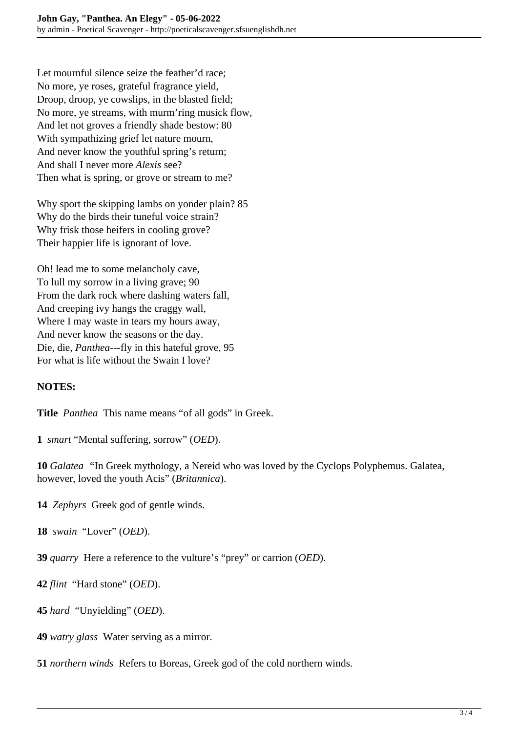Let mournful silence seize the feather'd race;  
No more, ye roses, grateful fragrance yield,  
Droop, droop, ye cowslips, in the blasted field;  
No more, ye streams, with murm'ring musick flow,  
And let not groves a friendly shade bestow: 80  
With sympathizing grief let nature mourn,  
And never know the youthful spring's return;  
And shall I never more *Alexis* see?  
Then what is spring, or grove or stream to me?

Why sport the skipping lambs on yonder plain? 85  
Why do the birds their tuneful voice strain?  
Why frisk those heifers in cooling grove?  
Their happier life is ignorant of love.

Oh! lead me to some melancholy cave,  
To lull my sorrow in a living grave; 90  
From the dark rock where dashing waters fall,  
And creeping ivy hangs the craggy wall,  
Where I may waste in tears my hours away,  
And never know the seasons or the day.  
Die, die, *Panthea*---fly in this hateful grove, 95  
For what is life without the Swain I love?

**NOTES:**

**Title** *Panthea* This name means "of all gods" in Greek.

**1** *smart* "Mental suffering, sorrow" (*OED*).

**10** *Galatea* "In Greek mythology, a Nereid who was loved by the Cyclops Polyphemus. Galatea, however, loved the youth Acis" (*Britannica*).

**14** *Zephyrs* Greek god of gentle winds.

**18** *swain* "Lover" (*OED*).

**39** *quarry* Here a reference to the vulture's "prey" or carrion (*OED*).

**42** *flint* "Hard stone" (*OED*).

**45** *hard* "Unyielding" (*OED*).

**49** *watry glass* Water serving as a mirror.

**51** *northern winds* Refers to Boreas, Greek god of the cold northern winds.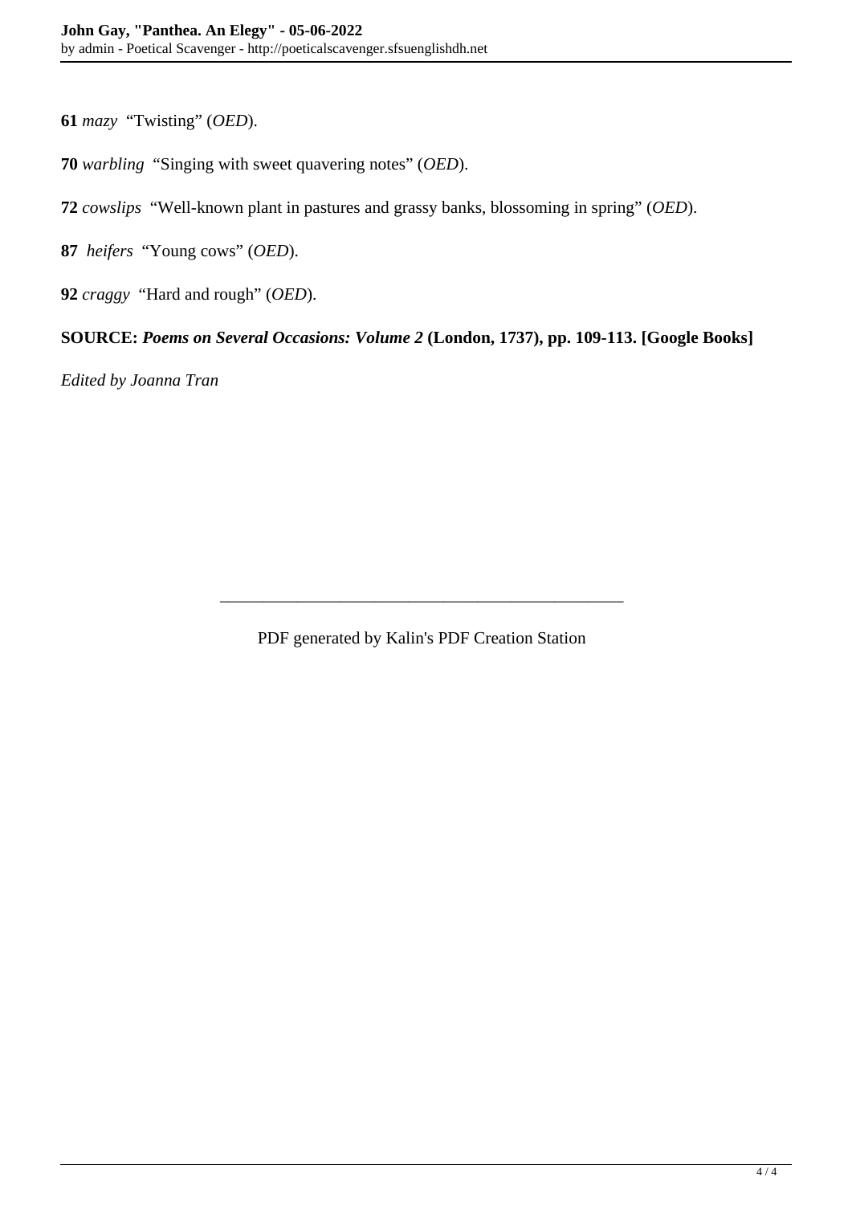**61** *mazy* "Twisting" (*OED*).

**70** *warbling* "Singing with sweet quavering notes" (*OED*).

**72** *cowslips* "Well-known plant in pastures and grassy banks, blossoming in spring" (*OED*).

**87** *heifers* "Young cows" (*OED*).

**92** *craggy* "Hard and rough" (*OED*).

**SOURCE:** ***Poems on Several Occasions: Volume 2*** **(London, 1737), pp. 109-113. [Google Books]**

*Edited by Joanna Tran*

PDF generated by Kalin's PDF Creation Station